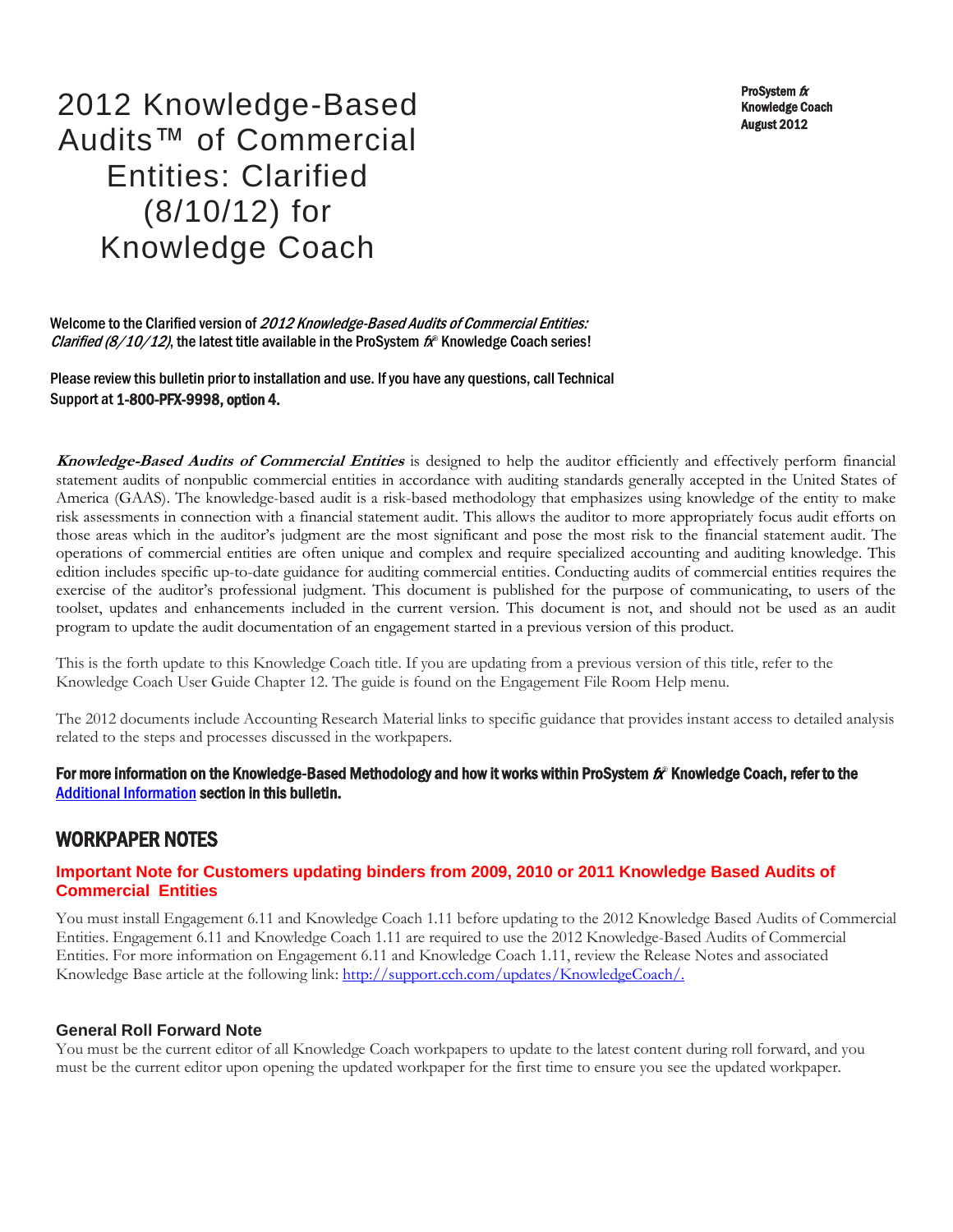# 2012 Knowledge-Based Audits™ of Commercial Entities: Clarified (8/10/12) for Knowledge Coach

**ProSystem *fx***
**Knowledge Coach**
**August 2012**

Welcome to the Clarified version of *2012 Knowledge-Based Audits of Commercial Entities: Clarified (8/10/12)*, the latest title available in the ProSystem *fx*® Knowledge Coach series!

Please review this bulletin prior to installation and use. If you have any questions, call Technical Support at **1-800-PFX-9998, option 4.**

***Knowledge-Based Audits of Commercial Entities*** is designed to help the auditor efficiently and effectively perform financial statement audits of nonpublic commercial entities in accordance with auditing standards generally accepted in the United States of America (GAAS). The knowledge-based audit is a risk-based methodology that emphasizes using knowledge of the entity to make risk assessments in connection with a financial statement audit. This allows the auditor to more appropriately focus audit efforts on those areas which in the auditor's judgment are the most significant and pose the most risk to the financial statement audit. The operations of commercial entities are often unique and complex and require specialized accounting and auditing knowledge. This edition includes specific up-to-date guidance for auditing commercial entities. Conducting audits of commercial entities requires the exercise of the auditor's professional judgment. This document is published for the purpose of communicating, to users of the toolset, updates and enhancements included in the current version. This document is not, and should not be used as an audit program to update the audit documentation of an engagement started in a previous version of this product.

This is the forth update to this Knowledge Coach title. If you are updating from a previous version of this title, refer to the Knowledge Coach User Guide Chapter 12. The guide is found on the Engagement File Room Help menu.

The 2012 documents include Accounting Research Material links to specific guidance that provides instant access to detailed analysis related to the steps and processes discussed in the workpapers.

**For more information on the Knowledge-Based Methodology and how it works within ProSystem *fx*® Knowledge Coach, refer to the Additional Information section in this bulletin.**

## WORKPAPER NOTES

### Important Note for Customers updating binders from 2009, 2010 or 2011 Knowledge Based Audits of Commercial Entities

You must install Engagement 6.11 and Knowledge Coach 1.11 before updating to the 2012 Knowledge Based Audits of Commercial Entities. Engagement 6.11 and Knowledge Coach 1.11 are required to use the 2012 Knowledge-Based Audits of Commercial Entities. For more information on Engagement 6.11 and Knowledge Coach 1.11, review the Release Notes and associated Knowledge Base article at the following link: http://support.cch.com/updates/KnowledgeCoach/.

### General Roll Forward Note

You must be the current editor of all Knowledge Coach workpapers to update to the latest content during roll forward, and you must be the current editor upon opening the updated workpaper for the first time to ensure you see the updated workpaper.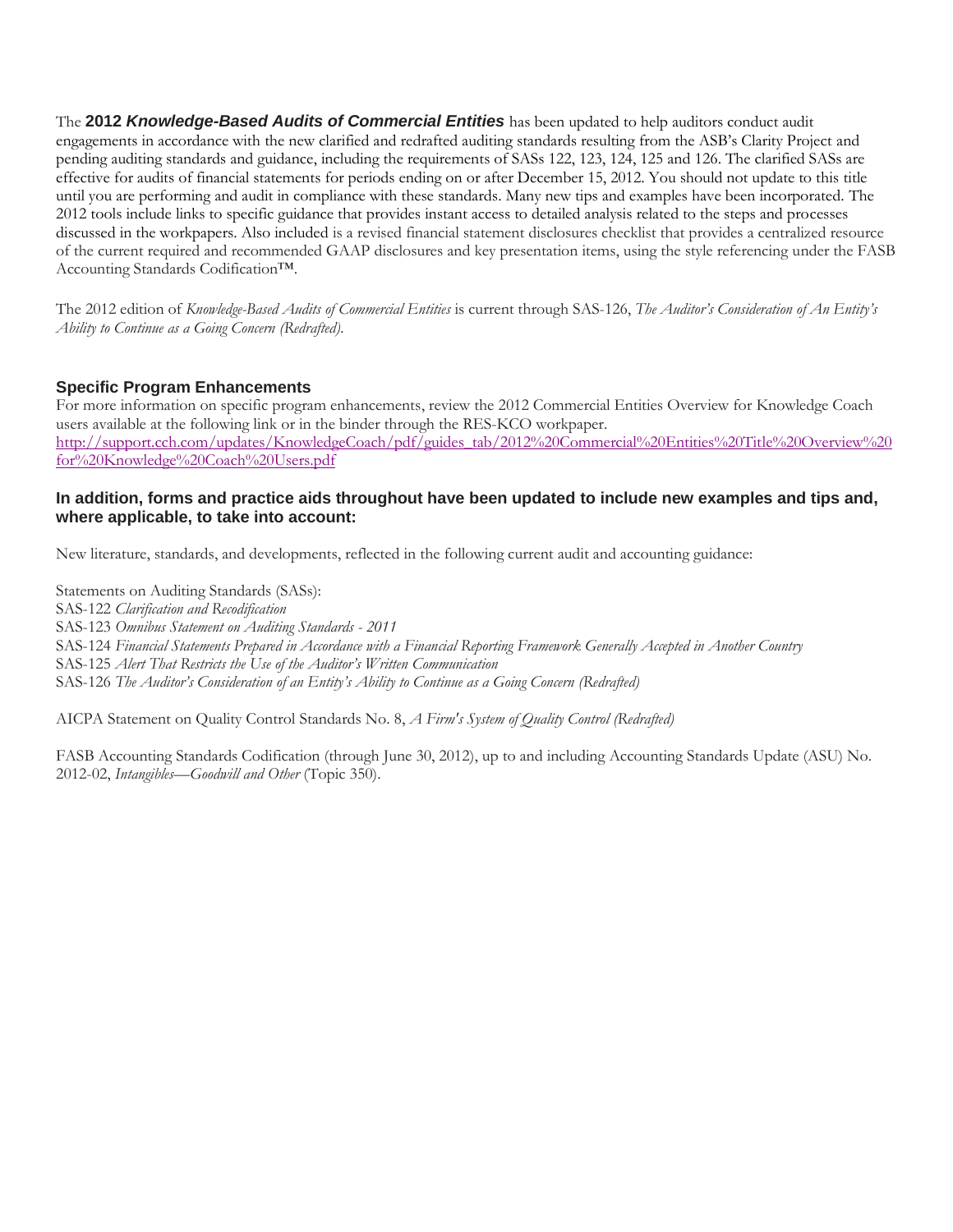The **2012 *Knowledge-Based Audits of Commercial Entities*** has been updated to help auditors conduct audit engagements in accordance with the new clarified and redrafted auditing standards resulting from the ASB's Clarity Project and pending auditing standards and guidance, including the requirements of SASs 122, 123, 124, 125 and 126. The clarified SASs are effective for audits of financial statements for periods ending on or after December 15, 2012. You should not update to this title until you are performing and audit in compliance with these standards. Many new tips and examples have been incorporated. The 2012 tools include links to specific guidance that provides instant access to detailed analysis related to the steps and processes discussed in the workpapers. Also included is a revised financial statement disclosures checklist that provides a centralized resource of the current required and recommended GAAP disclosures and key presentation items, using the style referencing under the FASB Accounting Standards Codification™.

The 2012 edition of *Knowledge-Based Audits of Commercial Entities* is current through SAS-126, *The Auditor's Consideration of An Entity's Ability to Continue as a Going Concern (Redrafted)*.

### Specific Program Enhancements

For more information on specific program enhancements, review the 2012 Commercial Entities Overview for Knowledge Coach users available at the following link or in the binder through the RES-KCO workpaper.
[http://support.cch.com/updates/KnowledgeCoach/pdf/guides_tab/2012%20Commercial%20Entities%20Title%20Overview%20for%20Knowledge%20Coach%20Users.pdf](http://support.cch.com/updates/KnowledgeCoach/pdf/guides_tab/2012%20Commercial%20Entities%20Title%20Overview%20for%20Knowledge%20Coach%20Users.pdf)

### In addition, forms and practice aids throughout have been updated to include new examples and tips and, where applicable, to take into account:

New literature, standards, and developments, reflected in the following current audit and accounting guidance:

Statements on Auditing Standards (SASs):
SAS-122 *Clarification and Recodification*
SAS-123 *Omnibus Statement on Auditing Standards - 2011*
SAS-124 *Financial Statements Prepared in Accordance with a Financial Reporting Framework Generally Accepted in Another Country*
SAS-125 *Alert That Restricts the Use of the Auditor's Written Communication*
SAS-126 *The Auditor's Consideration of an Entity's Ability to Continue as a Going Concern (Redrafted)*

AICPA Statement on Quality Control Standards No. 8, *A Firm's System of Quality Control (Redrafted)*

FASB Accounting Standards Codification (through June 30, 2012), up to and including Accounting Standards Update (ASU) No. 2012-02, *Intangibles—Goodwill and Other* (Topic 350).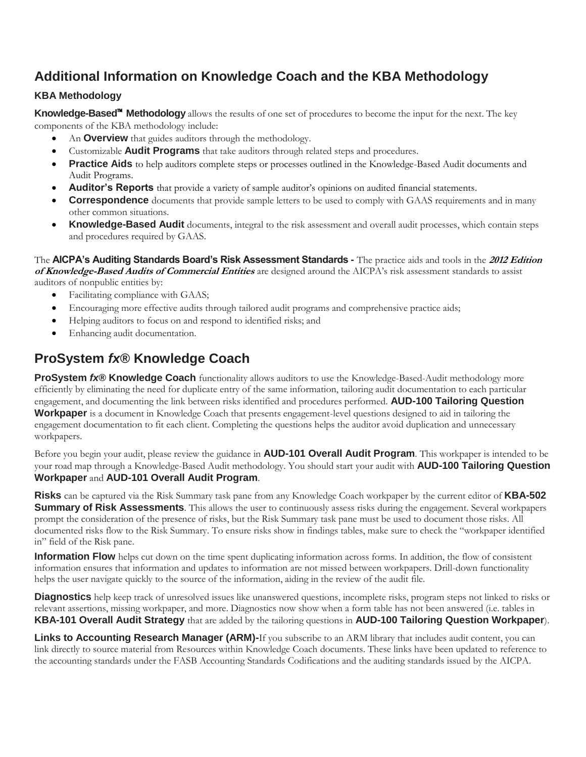## Additional Information on Knowledge Coach and the KBA Methodology

### KBA Methodology

**Knowledge-Based™ Methodology** allows the results of one set of procedures to become the input for the next. The key components of the KBA methodology include:

- An **Overview** that guides auditors through the methodology.
- Customizable **Audit Programs** that take auditors through related steps and procedures.
- **Practice Aids** to help auditors complete steps or processes outlined in the Knowledge-Based Audit documents and Audit Programs.
- **Auditor's Reports** that provide a variety of sample auditor's opinions on audited financial statements.
- **Correspondence** documents that provide sample letters to be used to comply with GAAS requirements and in many other common situations.
- **Knowledge-Based Audit** documents, integral to the risk assessment and overall audit processes, which contain steps and procedures required by GAAS.

The **AICPA's Auditing Standards Board's Risk Assessment Standards -** The practice aids and tools in the ***2012 Edition of Knowledge-Based Audits of Commercial Entities*** are designed around the AICPA's risk assessment standards to assist auditors of nonpublic entities by:

- Facilitating compliance with GAAS;
- Encouraging more effective audits through tailored audit programs and comprehensive practice aids;
- Helping auditors to focus on and respond to identified risks; and
- Enhancing audit documentation.

## ProSystem *fx*® Knowledge Coach

**ProSystem *fx*® Knowledge Coach** functionality allows auditors to use the Knowledge-Based-Audit methodology more efficiently by eliminating the need for duplicate entry of the same information, tailoring audit documentation to each particular engagement, and documenting the link between risks identified and procedures performed. **AUD-100 Tailoring Question Workpaper** is a document in Knowledge Coach that presents engagement-level questions designed to aid in tailoring the engagement documentation to fit each client. Completing the questions helps the auditor avoid duplication and unnecessary workpapers.

Before you begin your audit, please review the guidance in **AUD-101 Overall Audit Program**. This workpaper is intended to be your road map through a Knowledge-Based Audit methodology. You should start your audit with **AUD-100 Tailoring Question Workpaper** and **AUD-101 Overall Audit Program**.

**Risks** can be captured via the Risk Summary task pane from any Knowledge Coach workpaper by the current editor of **KBA-502 Summary of Risk Assessments**. This allows the user to continuously assess risks during the engagement. Several workpapers prompt the consideration of the presence of risks, but the Risk Summary task pane must be used to document those risks. All documented risks flow to the Risk Summary. To ensure risks show in findings tables, make sure to check the "workpaper identified in" field of the Risk pane.

**Information Flow** helps cut down on the time spent duplicating information across forms. In addition, the flow of consistent information ensures that information and updates to information are not missed between workpapers. Drill-down functionality helps the user navigate quickly to the source of the information, aiding in the review of the audit file.

**Diagnostics** help keep track of unresolved issues like unanswered questions, incomplete risks, program steps not linked to risks or relevant assertions, missing workpaper, and more. Diagnostics now show when a form table has not been answered (i.e. tables in **KBA-101 Overall Audit Strategy** that are added by the tailoring questions in **AUD-100 Tailoring Question Workpaper**).

**Links to Accounting Research Manager (ARM)-**If you subscribe to an ARM library that includes audit content, you can link directly to source material from Resources within Knowledge Coach documents. These links have been updated to reference to the accounting standards under the FASB Accounting Standards Codifications and the auditing standards issued by the AICPA.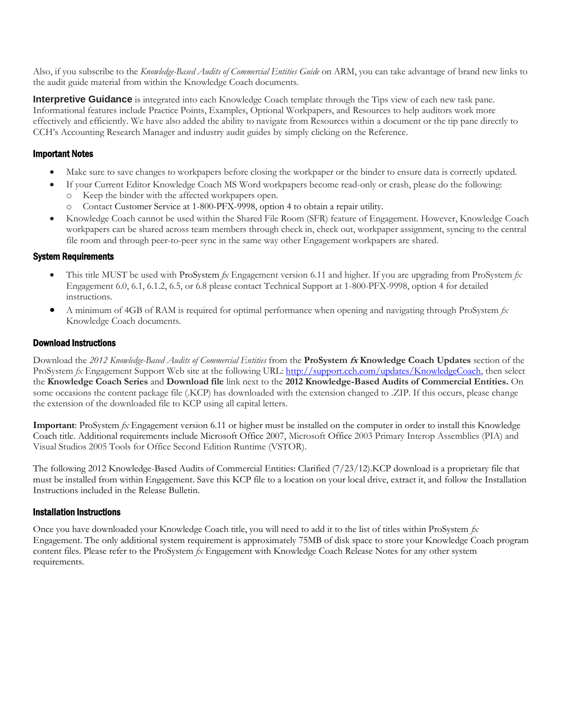Also, if you subscribe to the *Knowledge-Based Audits of Commercial Entities Guide* on ARM, you can take advantage of brand new links to the audit guide material from within the Knowledge Coach documents.

**Interpretive Guidance** is integrated into each Knowledge Coach template through the Tips view of each new task pane. Informational features include Practice Points, Examples, Optional Workpapers, and Resources to help auditors work more effectively and efficiently. We have also added the ability to navigate from Resources within a document or the tip pane directly to CCH's Accounting Research Manager and industry audit guides by simply clicking on the Reference.

### Important Notes

- Make sure to save changes to workpapers before closing the workpaper or the binder to ensure data is correctly updated.
- If your Current Editor Knowledge Coach MS Word workpapers become read-only or crash, please do the following:
  - Keep the binder with the affected workpapers open.
  - Contact Customer Service at 1-800-PFX-9998, option 4 to obtain a repair utility.
- Knowledge Coach cannot be used within the Shared File Room (SFR) feature of Engagement. However, Knowledge Coach workpapers can be shared across team members through check in, check out, workpaper assignment, syncing to the central file room and through peer-to-peer sync in the same way other Engagement workpapers are shared.

### System Requirements

- This title MUST be used with ProSystem *fx* Engagement version 6.11 and higher. If you are upgrading from ProSystem *fx* Engagement 6.0, 6.1, 6.1.2, 6.5, or 6.8 please contact Technical Support at 1-800-PFX-9998, option 4 for detailed instructions.
- A minimum of 4GB of RAM is required for optimal performance when opening and navigating through ProSystem *fx* Knowledge Coach documents.

### Download Instructions

Download the *2012 Knowledge-Based Audits of Commercial Entities* from the **ProSystem *fx* Knowledge Coach Updates** section of the ProSystem *fx* Engagement Support Web site at the following URL: http://support.cch.com/updates/KnowledgeCoach, then select the **Knowledge Coach Series** and **Download file** link next to the **2012 Knowledge-Based Audits of Commercial Entities.** On some occasions the content package file (.KCP) has downloaded with the extension changed to .ZIP. If this occurs, please change the extension of the downloaded file to KCP using all capital letters.

**Important**: ProSystem *fx* Engagement version 6.11 or higher must be installed on the computer in order to install this Knowledge Coach title. Additional requirements include Microsoft Office 2007, Microsoft Office 2003 Primary Interop Assemblies (PIA) and Visual Studios 2005 Tools for Office Second Edition Runtime (VSTOR).

The following 2012 Knowledge-Based Audits of Commercial Entities: Clarified (7/23/12).KCP download is a proprietary file that must be installed from within Engagement. Save this KCP file to a location on your local drive, extract it, and follow the Installation Instructions included in the Release Bulletin.

### Installation Instructions

Once you have downloaded your Knowledge Coach title, you will need to add it to the list of titles within ProSystem *fx* Engagement. The only additional system requirement is approximately 75MB of disk space to store your Knowledge Coach program content files. Please refer to the ProSystem *fx* Engagement with Knowledge Coach Release Notes for any other system requirements.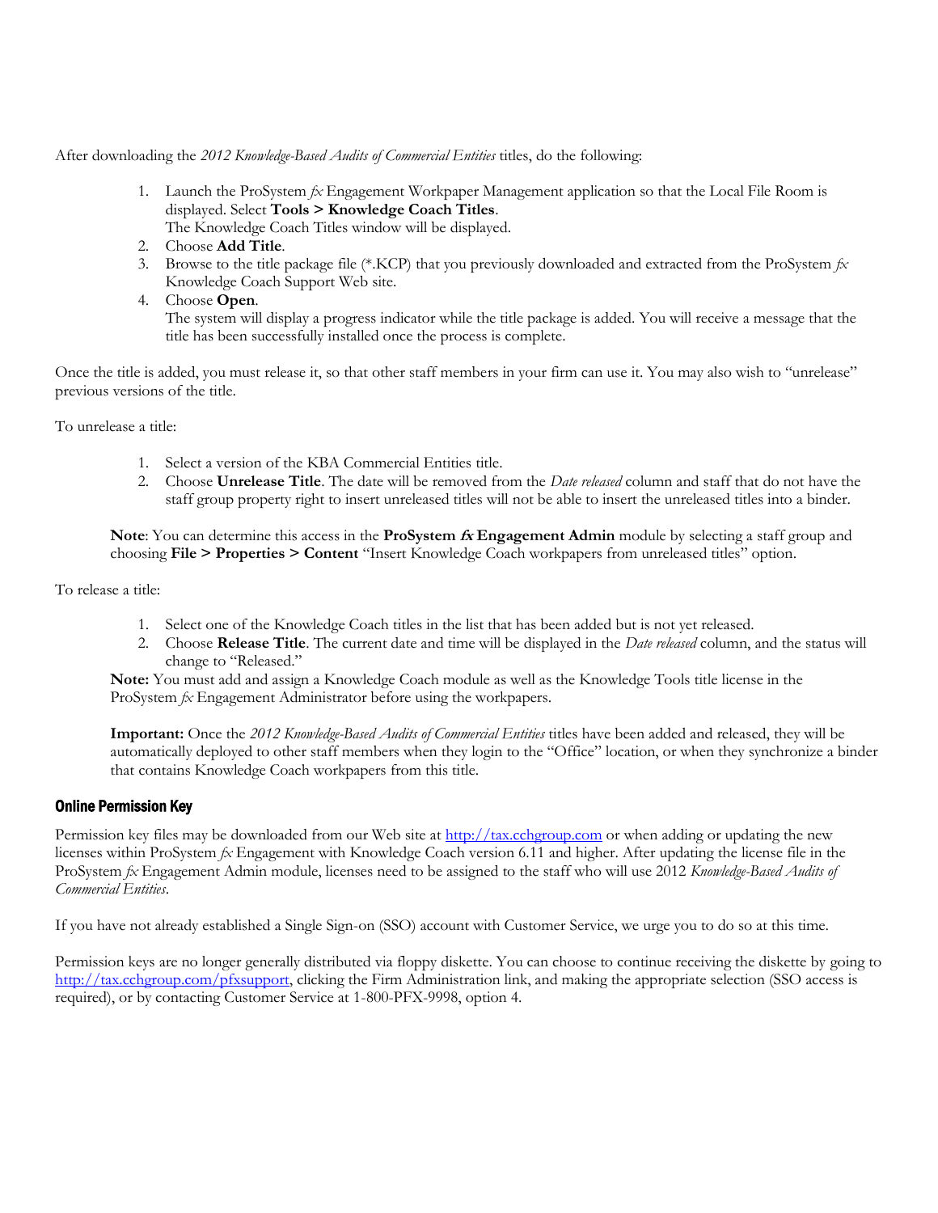After downloading the *2012 Knowledge-Based Audits of Commercial Entities* titles, do the following:

1. Launch the ProSystem *fx* Engagement Workpaper Management application so that the Local File Room is displayed. Select **Tools > Knowledge Coach Titles**.
   The Knowledge Coach Titles window will be displayed.
2. Choose **Add Title**.
3. Browse to the title package file (*.KCP) that you previously downloaded and extracted from the ProSystem *fx* Knowledge Coach Support Web site.
4. Choose **Open**.
   The system will display a progress indicator while the title package is added. You will receive a message that the title has been successfully installed once the process is complete.

Once the title is added, you must release it, so that other staff members in your firm can use it. You may also wish to "unrelease" previous versions of the title.

To unrelease a title:

1. Select a version of the KBA Commercial Entities title.
2. Choose **Unrelease Title**. The date will be removed from the *Date released* column and staff that do not have the staff group property right to insert unreleased titles will not be able to insert the unreleased titles into a binder.

**Note**: You can determine this access in the **ProSystem *fx* Engagement Admin** module by selecting a staff group and choosing **File > Properties > Content** "Insert Knowledge Coach workpapers from unreleased titles" option.

To release a title:

1. Select one of the Knowledge Coach titles in the list that has been added but is not yet released.
2. Choose **Release Title**. The current date and time will be displayed in the *Date released* column, and the status will change to "Released."

**Note:** You must add and assign a Knowledge Coach module as well as the Knowledge Tools title license in the ProSystem *fx* Engagement Administrator before using the workpapers.

**Important:** Once the *2012 Knowledge-Based Audits of Commercial Entities* titles have been added and released, they will be automatically deployed to other staff members when they login to the "Office" location, or when they synchronize a binder that contains Knowledge Coach workpapers from this title.

## Online Permission Key

Permission key files may be downloaded from our Web site at http://tax.cchgroup.com or when adding or updating the new licenses within ProSystem *fx* Engagement with Knowledge Coach version 6.11 and higher. After updating the license file in the ProSystem *fx* Engagement Admin module, licenses need to be assigned to the staff who will use 2012 *Knowledge-Based Audits of Commercial Entities*.

If you have not already established a Single Sign-on (SSO) account with Customer Service, we urge you to do so at this time.

Permission keys are no longer generally distributed via floppy diskette. You can choose to continue receiving the diskette by going to http://tax.cchgroup.com/pfxsupport, clicking the Firm Administration link, and making the appropriate selection (SSO access is required), or by contacting Customer Service at 1-800-PFX-9998, option 4.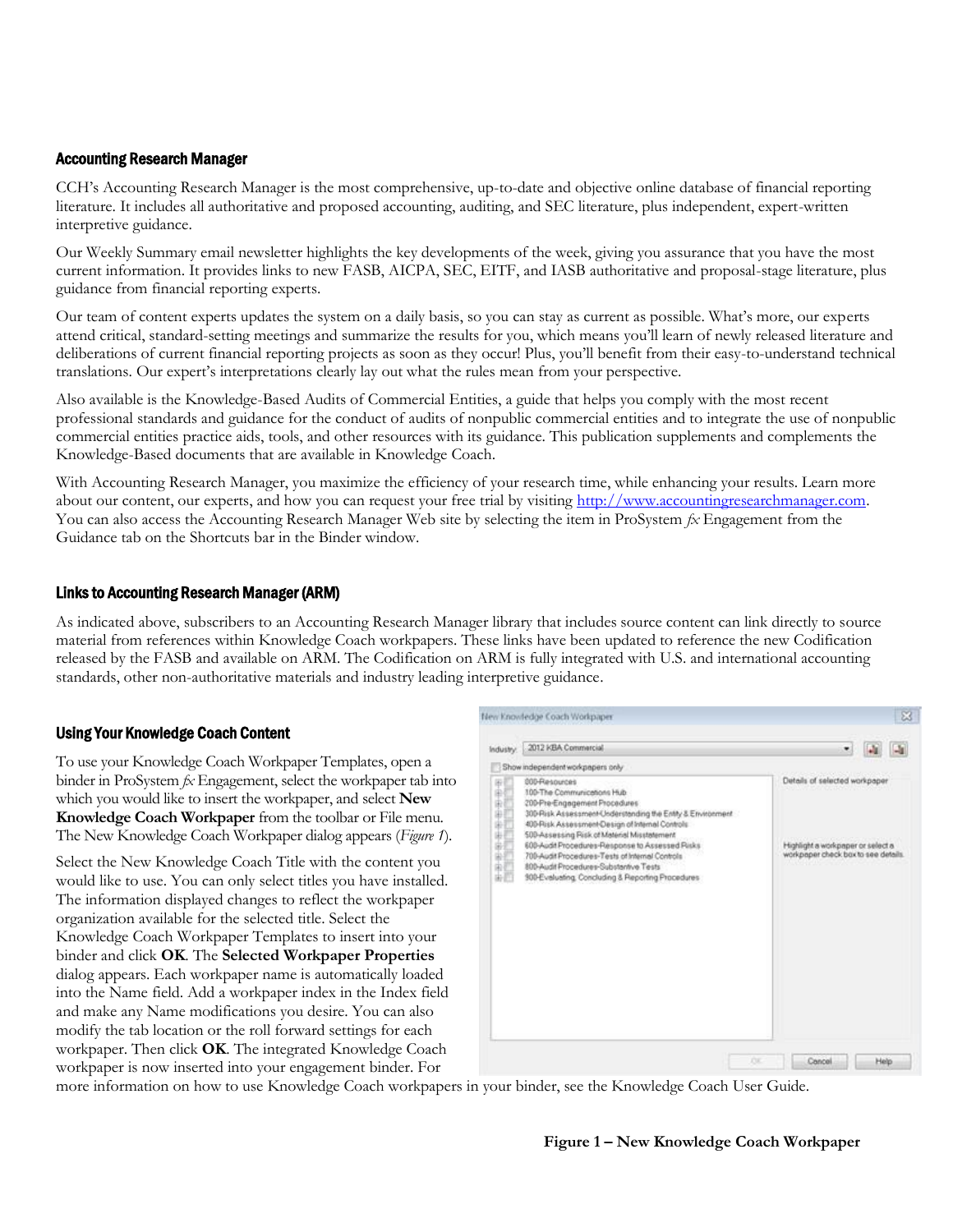### Accounting Research Manager

CCH's Accounting Research Manager is the most comprehensive, up-to-date and objective online database of financial reporting literature. It includes all authoritative and proposed accounting, auditing, and SEC literature, plus independent, expert-written interpretive guidance.

Our Weekly Summary email newsletter highlights the key developments of the week, giving you assurance that you have the most current information. It provides links to new FASB, AICPA, SEC, EITF, and IASB authoritative and proposal-stage literature, plus guidance from financial reporting experts.

Our team of content experts updates the system on a daily basis, so you can stay as current as possible. What's more, our experts attend critical, standard-setting meetings and summarize the results for you, which means you'll learn of newly released literature and deliberations of current financial reporting projects as soon as they occur! Plus, you'll benefit from their easy-to-understand technical translations. Our expert's interpretations clearly lay out what the rules mean from your perspective.

Also available is the Knowledge-Based Audits of Commercial Entities, a guide that helps you comply with the most recent professional standards and guidance for the conduct of audits of nonpublic commercial entities and to integrate the use of nonpublic commercial entities practice aids, tools, and other resources with its guidance. This publication supplements and complements the Knowledge-Based documents that are available in Knowledge Coach.

With Accounting Research Manager, you maximize the efficiency of your research time, while enhancing your results. Learn more about our content, our experts, and how you can request your free trial by visiting http://www.accountingresearchmanager.com. You can also access the Accounting Research Manager Web site by selecting the item in ProSystem *fx* Engagement from the Guidance tab on the Shortcuts bar in the Binder window.

### Links to Accounting Research Manager (ARM)

As indicated above, subscribers to an Accounting Research Manager library that includes source content can link directly to source material from references within Knowledge Coach workpapers. These links have been updated to reference the new Codification released by the FASB and available on ARM. The Codification on ARM is fully integrated with U.S. and international accounting standards, other non-authoritative materials and industry leading interpretive guidance.

### Using Your Knowledge Coach Content

To use your Knowledge Coach Workpaper Templates, open a binder in ProSystem *fx* Engagement, select the workpaper tab into which you would like to insert the workpaper, and select **New Knowledge Coach Workpaper** from the toolbar or File menu. The New Knowledge Coach Workpaper dialog appears (*Figure 1*).

Select the New Knowledge Coach Title with the content you would like to use. You can only select titles you have installed. The information displayed changes to reflect the workpaper organization available for the selected title. Select the Knowledge Coach Workpaper Templates to insert into your binder and click **OK**. The **Selected Workpaper Properties** dialog appears. Each workpaper name is automatically loaded into the Name field. Add a workpaper index in the Index field and make any Name modifications you desire. You can also modify the tab location or the roll forward settings for each workpaper. Then click **OK**. The integrated Knowledge Coach workpaper is now inserted into your engagement binder. For more information on how to use Knowledge Coach workpapers in your binder, see the Knowledge Coach User Guide.

**Figure 1 – New Knowledge Coach Workpaper**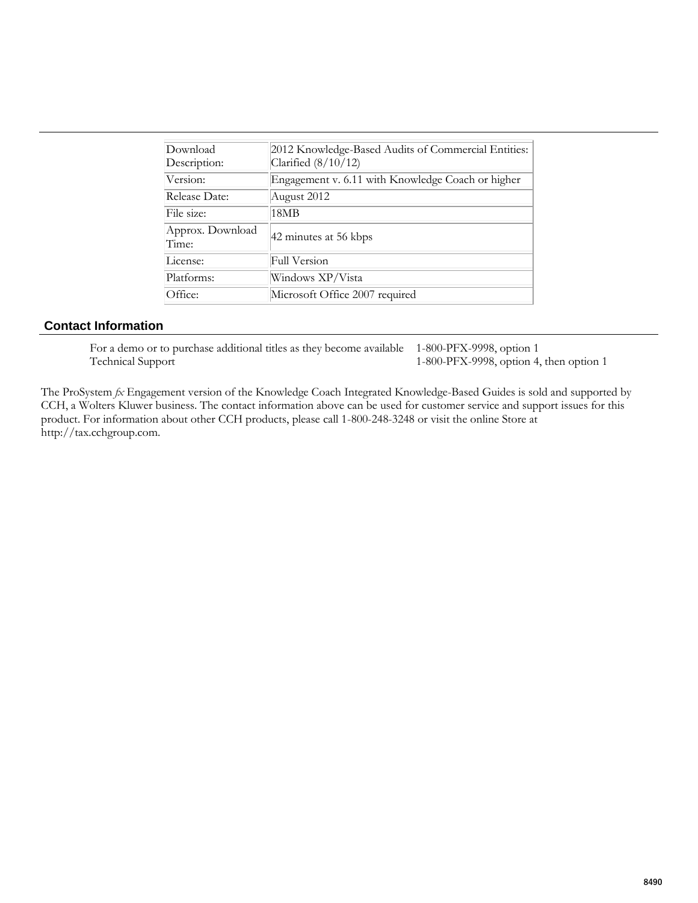| | |
|---|---|
| Download Description: | 2012 Knowledge-Based Audits of Commercial Entities: Clarified (8/10/12) |
| Version: | Engagement v. 6.11 with Knowledge Coach or higher |
| Release Date: | August 2012 |
| File size: | 18MB |
| Approx. Download Time: | 42 minutes at 56 kbps |
| License: | Full Version |
| Platforms: | Windows XP/Vista |
| Office: | Microsoft Office 2007 required |

## Contact Information

| | |
|---|---|
| For a demo or to purchase additional titles as they become available | 1-800-PFX-9998, option 1 |
| Technical Support | 1-800-PFX-9998, option 4, then option 1 |

The ProSystem *fx* Engagement version of the Knowledge Coach Integrated Knowledge-Based Guides is sold and supported by CCH, a Wolters Kluwer business. The contact information above can be used for customer service and support issues for this product. For information about other CCH products, please call 1-800-248-3248 or visit the online Store at http://tax.cchgroup.com.